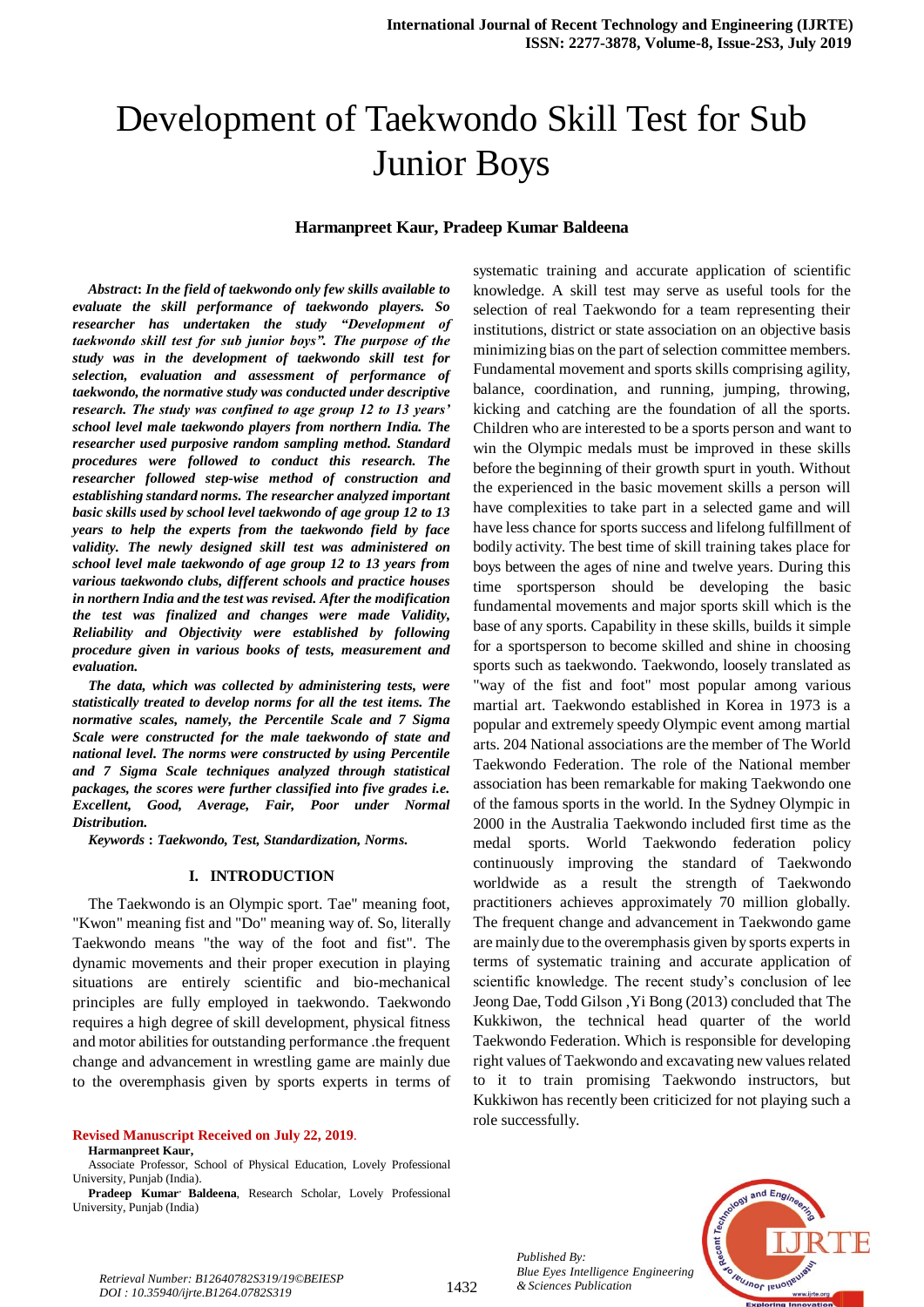# Development of Taekwondo Skill Test for Sub Junior Boys

**Harmanpreet Kaur, Pradeep Kumar Baldeena**

***Abstract*****:** ***In the field of taekwondo only few skills available to evaluate the skill performance of taekwondo players. So researcher has undertaken the study "Development of taekwondo skill test for sub junior boys". The purpose of the study was in the development of taekwondo skill test for selection, evaluation and assessment of performance of taekwondo, the normative study was conducted under descriptive research. The study was confined to age group 12 to 13 years' school level male taekwondo players from northern India. The researcher used purposive random sampling method. Standard procedures were followed to conduct this research. The researcher followed step-wise method of construction and establishing standard norms. The researcher analyzed important basic skills used by school level taekwondo of age group 12 to 13 years to help the experts from the taekwondo field by face validity. The newly designed skill test was administered on school level male taekwondo of age group 12 to 13 years from various taekwondo clubs, different schools and practice houses in northern India and the test was revised. After the modification the test was finalized and changes were made Validity, Reliability and Objectivity were established by following procedure given in various books of tests, measurement and evaluation.***

***The data, which was collected by administering tests, were statistically treated to develop norms for all the test items. The normative scales, namely, the Percentile Scale and 7 Sigma Scale were constructed for the male taekwondo of state and national level. The norms were constructed by using Percentile and 7 Sigma Scale techniques analyzed through statistical packages, the scores were further classified into five grades i.e. Excellent, Good, Average, Fair, Poor under Normal Distribution.***

***Keywords*** **:** ***Taekwondo, Test, Standardization, Norms.***

## I. INTRODUCTION

The Taekwondo is an Olympic sport. Tae" meaning foot, "Kwon" meaning fist and "Do" meaning way of. So, literally Taekwondo means "the way of the foot and fist". The dynamic movements and their proper execution in playing situations are entirely scientific and bio-mechanical principles are fully employed in taekwondo. Taekwondo requires a high degree of skill development, physical fitness and motor abilities for outstanding performance .the frequent change and advancement in wrestling game are mainly due to the overemphasis given by sports experts in terms of systematic training and accurate application of scientific knowledge. A skill test may serve as useful tools for the selection of real Taekwondo for a team representing their institutions, district or state association on an objective basis minimizing bias on the part of selection committee members. Fundamental movement and sports skills comprising agility, balance, coordination, and running, jumping, throwing, kicking and catching are the foundation of all the sports. Children who are interested to be a sports person and want to win the Olympic medals must be improved in these skills before the beginning of their growth spurt in youth. Without the experienced in the basic movement skills a person will have complexities to take part in a selected game and will have less chance for sports success and lifelong fulfillment of bodily activity. The best time of skill training takes place for boys between the ages of nine and twelve years. During this time sportsperson should be developing the basic fundamental movements and major sports skill which is the base of any sports. Capability in these skills, builds it simple for a sportsperson to become skilled and shine in choosing sports such as taekwondo. Taekwondo, loosely translated as "way of the fist and foot" most popular among various martial art. Taekwondo established in Korea in 1973 is a popular and extremely speedy Olympic event among martial arts. 204 National associations are the member of The World Taekwondo Federation. The role of the National member association has been remarkable for making Taekwondo one of the famous sports in the world. In the Sydney Olympic in 2000 in the Australia Taekwondo included first time as the medal sports. World Taekwondo federation policy continuously improving the standard of Taekwondo worldwide as a result the strength of Taekwondo practitioners achieves approximately 70 million globally. The frequent change and advancement in Taekwondo game are mainly due to the overemphasis given by sports experts in terms of systematic training and accurate application of scientific knowledge. The recent study's conclusion of lee Jeong Dae, Todd Gilson ,Yi Bong (2013) concluded that The Kukkiwon, the technical head quarter of the world Taekwondo Federation. Which is responsible for developing right values of Taekwondo and excavating new values related to it to train promising Taekwondo instructors, but Kukkiwon has recently been criticized for not playing such a role successfully.

**Revised Manuscript Received on July 22, 2019.**

**Harmanpreet Kaur,** Associate Professor, School of Physical Education, Lovely Professional University, Punjab (India).

**Pradeep Kumar Baldeena**, Research Scholar, Lovely Professional University, Punjab (India)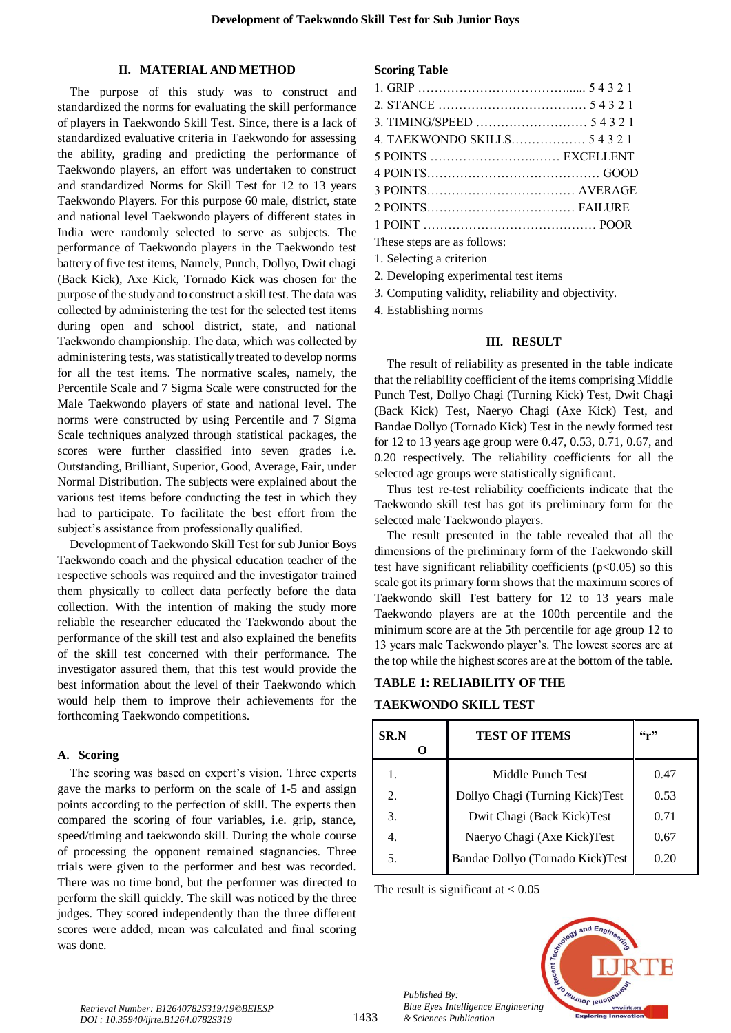## II. MATERIAL AND METHOD

The purpose of this study was to construct and standardized the norms for evaluating the skill performance of players in Taekwondo Skill Test. Since, there is a lack of standardized evaluative criteria in Taekwondo for assessing the ability, grading and predicting the performance of Taekwondo players, an effort was undertaken to construct and standardized Norms for Skill Test for 12 to 13 years Taekwondo Players. For this purpose 60 male, district, state and national level Taekwondo players of different states in India were randomly selected to serve as subjects. The performance of Taekwondo players in the Taekwondo test battery of five test items, Namely, Punch, Dollyo, Dwit chagi (Back Kick), Axe Kick, Tornado Kick was chosen for the purpose of the study and to construct a skill test. The data was collected by administering the test for the selected test items during open and school district, state, and national Taekwondo championship. The data, which was collected by administering tests, was statistically treated to develop norms for all the test items. The normative scales, namely, the Percentile Scale and 7 Sigma Scale were constructed for the Male Taekwondo players of state and national level. The norms were constructed by using Percentile and 7 Sigma Scale techniques analyzed through statistical packages, the scores were further classified into seven grades i.e. Outstanding, Brilliant, Superior, Good, Average, Fair, under Normal Distribution. The subjects were explained about the various test items before conducting the test in which they had to participate. To facilitate the best effort from the subject's assistance from professionally qualified. Taekwondo coach and the physical education teacher of the respective schools was required and the investigator trained them physically to collect data perfectly before the data collection. With the intention of making the study more reliable the researcher educated the Taekwondo about the performance of the skill test and also explained the benefits of the skill test concerned with their performance. The investigator assured them, that this test would provide the best information about the level of their Taekwondo which would help them to improve their achievements for the forthcoming Taekwondo competitions.

### A. Scoring

The scoring was based on expert's vision. Three experts gave the marks to perform on the scale of 1-5 and assign points according to the perfection of skill. The experts then compared the scoring of four variables, i.e. grip, stance, speed/timing and taekwondo skill. During the whole course of processing the opponent remained stagnancies. Three trials were given to the performer and best was recorded. There was no time bond, but the performer was directed to perform the skill quickly. The skill was noticed by the three judges. They scored independently than the three different scores were added, mean was calculated and final scoring was done.

**Scoring Table**

1. GRIP ………………………………….... 5 4 3 2 1
2. STANCE ……………………………… 5 4 3 2 1
3. TIMING/SPEED ……………………… 5 4 3 2 1
4. TAEKWONDO SKILLS……………… 5 4 3 2 1

5 POINTS ……………………..…… EXCELLENT
4 POINTS…………………………………… GOOD
3 POINTS……………………………… AVERAGE
2 POINTS……………………………… FAILURE
1 POINT …………………………………… POOR

These steps are as follows:

1. Selecting a criterion
2. Developing experimental test items
3. Computing validity, reliability and objectivity.
4. Establishing norms

## III. RESULT

The result of reliability as presented in the table indicate that the reliability coefficient of the items comprising Middle Punch Test, Dollyo Chagi (Turning Kick) Test, Dwit Chagi (Back Kick) Test, Naeryo Chagi (Axe Kick) Test, and Bandae Dollyo (Tornado Kick) Test in the newly formed test for 12 to 13 years age group were 0.47, 0.53, 0.71, 0.67, and 0.20 respectively. The reliability coefficients for all the selected age groups were statistically significant.

Thus test re-test reliability coefficients indicate that the Taekwondo skill test has got its preliminary form for the selected male Taekwondo players.

The result presented in the table revealed that all the dimensions of the preliminary form of the Taekwondo skill test have significant reliability coefficients ($p<0.05$) so this scale got its primary form shows that the maximum scores of Taekwondo skill Test battery for 12 to 13 years male Taekwondo players are at the 100th percentile and the minimum score are at the 5th percentile for age group 12 to 13 years male Taekwondo player's. The lowest scores are at the top while the highest scores are at the bottom of the table.

**TABLE 1: RELIABILITY OF THE TAEKWONDO SKILL TEST**

| SR.NO | TEST OF ITEMS | "r" |
|---|---|---|
| 1. | Middle Punch Test | 0.47 |
| 2. | Dollyo Chagi (Turning Kick)Test | 0.53 |
| 3. | Dwit Chagi (Back Kick)Test | 0.71 |
| 4. | Naeryo Chagi (Axe Kick)Test | 0.67 |
| 5. | Bandae Dollyo (Tornado Kick)Test | 0.20 |

The result is significant at < 0.05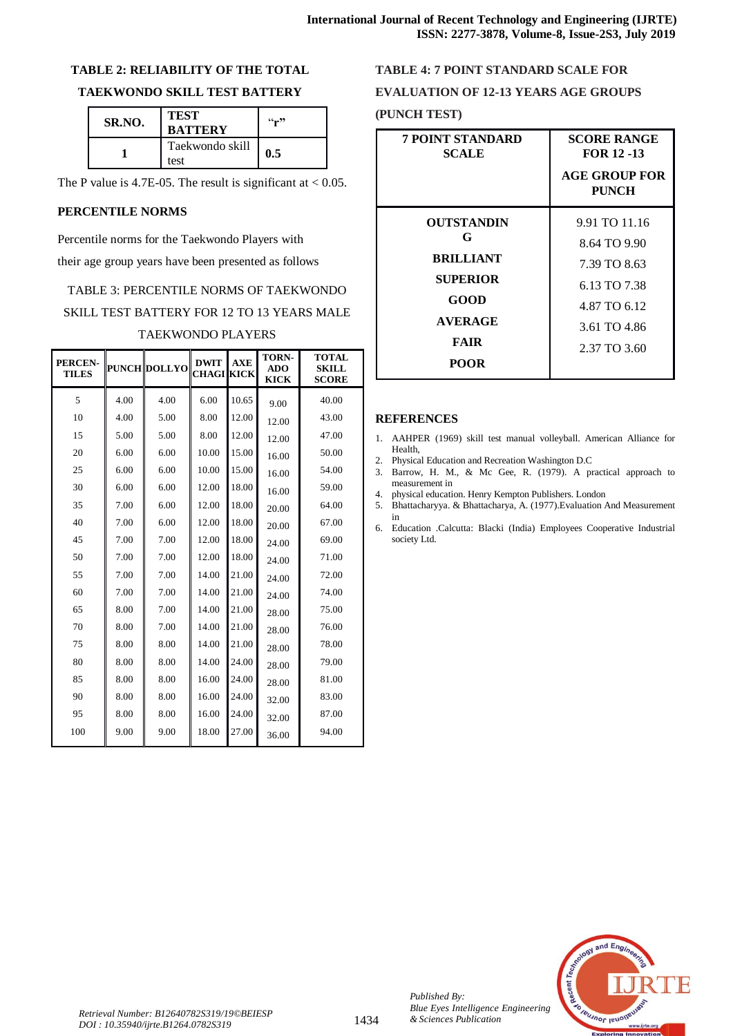**TABLE 2: RELIABILITY OF THE TOTAL TAEKWONDO SKILL TEST BATTERY**

| SR.NO. | TEST BATTERY | "r" |
|---|---|---|
| 1 | Taekwondo skill test | 0.5 |

The P value is 4.7E-05. The result is significant at < 0.05.

### PERCENTILE NORMS

Percentile norms for the Taekwondo Players with their age group years have been presented as follows

TABLE 3: PERCENTILE NORMS OF TAEKWONDO SKILL TEST BATTERY FOR 12 TO 13 YEARS MALE TAEKWONDO PLAYERS

| PERCEN-TILES | PUNCH | DOLLYO | DWIT CHAGI | AXE KICK | TORN-ADO KICK | TOTAL SKILL SCORE |
|---|---|---|---|---|---|---|
| 5 | 4.00 | 4.00 | 6.00 | 10.65 | 9.00 | 40.00 |
| 10 | 4.00 | 5.00 | 8.00 | 12.00 | 12.00 | 43.00 |
| 15 | 5.00 | 5.00 | 8.00 | 12.00 | 12.00 | 47.00 |
| 20 | 6.00 | 6.00 | 10.00 | 15.00 | 16.00 | 50.00 |
| 25 | 6.00 | 6.00 | 10.00 | 15.00 | 16.00 | 54.00 |
| 30 | 6.00 | 6.00 | 12.00 | 18.00 | 16.00 | 59.00 |
| 35 | 7.00 | 6.00 | 12.00 | 18.00 | 20.00 | 64.00 |
| 40 | 7.00 | 6.00 | 12.00 | 18.00 | 20.00 | 67.00 |
| 45 | 7.00 | 7.00 | 12.00 | 18.00 | 24.00 | 69.00 |
| 50 | 7.00 | 7.00 | 12.00 | 18.00 | 24.00 | 71.00 |
| 55 | 7.00 | 7.00 | 14.00 | 21.00 | 24.00 | 72.00 |
| 60 | 7.00 | 7.00 | 14.00 | 21.00 | 24.00 | 74.00 |
| 65 | 8.00 | 7.00 | 14.00 | 21.00 | 28.00 | 75.00 |
| 70 | 8.00 | 7.00 | 14.00 | 21.00 | 28.00 | 76.00 |
| 75 | 8.00 | 8.00 | 14.00 | 21.00 | 28.00 | 78.00 |
| 80 | 8.00 | 8.00 | 14.00 | 24.00 | 28.00 | 79.00 |
| 85 | 8.00 | 8.00 | 16.00 | 24.00 | 28.00 | 81.00 |
| 90 | 8.00 | 8.00 | 16.00 | 24.00 | 32.00 | 83.00 |
| 95 | 8.00 | 8.00 | 16.00 | 24.00 | 32.00 | 87.00 |
| 100 | 9.00 | 9.00 | 18.00 | 27.00 | 36.00 | 94.00 |

**TABLE 4: 7 POINT STANDARD SCALE FOR EVALUATION OF 12-13 YEARS AGE GROUPS (PUNCH TEST)**

| 7 POINT STANDARD SCALE | SCORE RANGE FOR 12 -13 AGE GROUP FOR PUNCH |
|---|---|
| OUTSTANDING | 9.91 TO 11.16 |
| BRILLIANT | 8.64 TO 9.90 |
| SUPERIOR | 7.39 TO 8.63 |
| GOOD | 6.13 TO 7.38 |
| AVERAGE | 4.87 TO 6.12 |
| FAIR | 3.61 TO 4.86 |
| POOR | 2.37 TO 3.60 |

### REFERENCES

1. AAHPER (1969) skill test manual volleyball. American Alliance for Health,
2. Physical Education and Recreation Washington D.C
3. Barrow, H. M., & Mc Gee, R. (1979). A practical approach to measurement in
4. physical education. Henry Kempton Publishers. London
5. Bhattacharyya. & Bhattacharya, A. (1977).Evaluation And Measurement in
6. Education .Calcutta: Blacki (India) Employees Cooperative Industrial society Ltd.